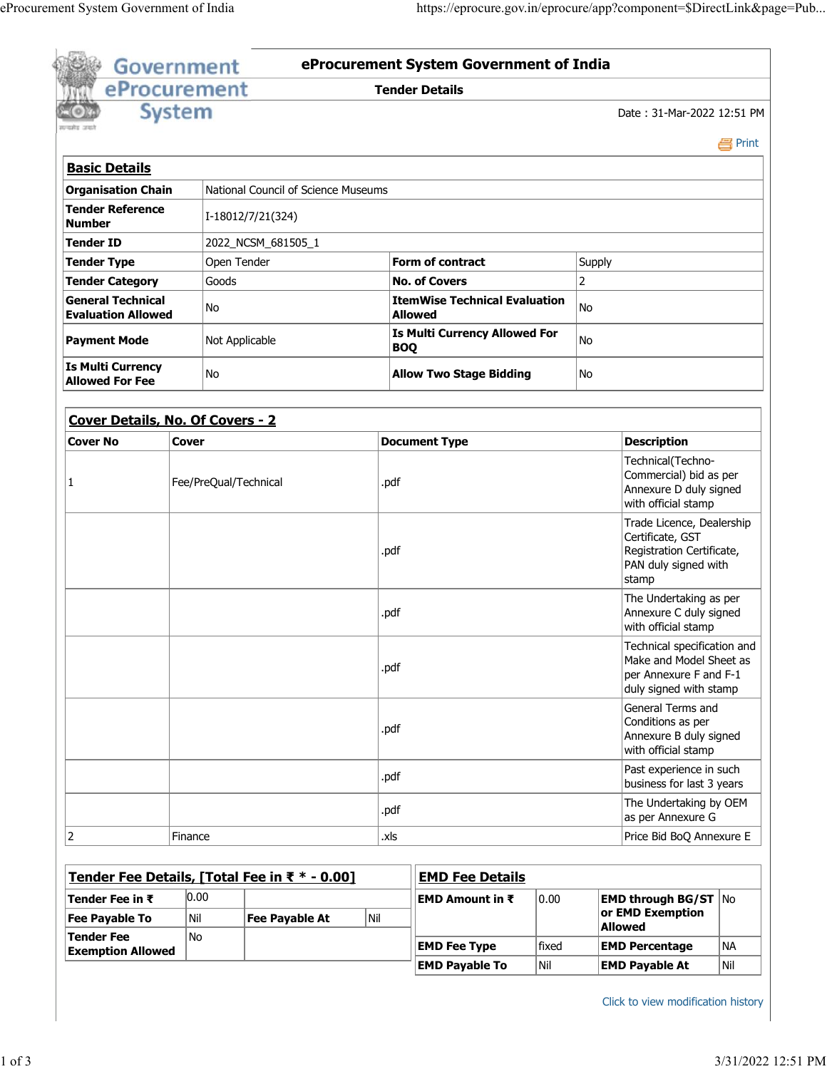# eProcurement System Government of India

## Tender Details

Date : 31-Mar-2022 12:51 PM

Print

### Basic Details

| | | | |
|---|---|---|---|
| **Organisation Chain** | National Council of Science Museums | | |
| **Tender Reference Number** | I-18012/7/21(324) | | |
| **Tender ID** | 2022_NCSM_681505_1 | | |
| **Tender Type** | Open Tender | **Form of contract** | Supply |
| **Tender Category** | Goods | **No. of Covers** | 2 |
| **General Technical Evaluation Allowed** | No | **ItemWise Technical Evaluation Allowed** | No |
| **Payment Mode** | Not Applicable | **Is Multi Currency Allowed For BOQ** | No |
| **Is Multi Currency Allowed For Fee** | No | **Allow Two Stage Bidding** | No |

### Cover Details, No. Of Covers - 2

| Cover No | Cover | Document Type | Description |
|---|---|---|---|
| 1 | Fee/PreQual/Technical | .pdf | Technical(Techno-Commercial) bid as per Annexure D duly signed with official stamp |
| | | .pdf | Trade Licence, Dealership Certificate, GST Registration Certificate, PAN duly signed with stamp |
| | | .pdf | The Undertaking as per Annexure C duly signed with official stamp |
| | | .pdf | Technical specification and Make and Model Sheet as per Annexure F and F-1 duly signed with stamp |
| | | .pdf | General Terms and Conditions as per Annexure B duly signed with official stamp |
| | | .pdf | Past experience in such business for last 3 years |
| | | .pdf | The Undertaking by OEM as per Annexure G |
| 2 | Finance | .xls | Price Bid BoQ Annexure E |

### Tender Fee Details, [Total Fee in ₹ * - 0.00]

| | | | |
|---|---|---|---|
| **Tender Fee in ₹** | 0.00 | | |
| **Fee Payable To** | Nil | **Fee Payable At** | Nil |
| **Tender Fee Exemption Allowed** | No | | |

### EMD Fee Details

| | | | |
|---|---|---|---|
| **EMD Amount in ₹** | 0.00 | **EMD through BG/ST or EMD Exemption Allowed** | No |
| **EMD Fee Type** | fixed | **EMD Percentage** | NA |
| **EMD Payable To** | Nil | **EMD Payable At** | Nil |

Click to view modification history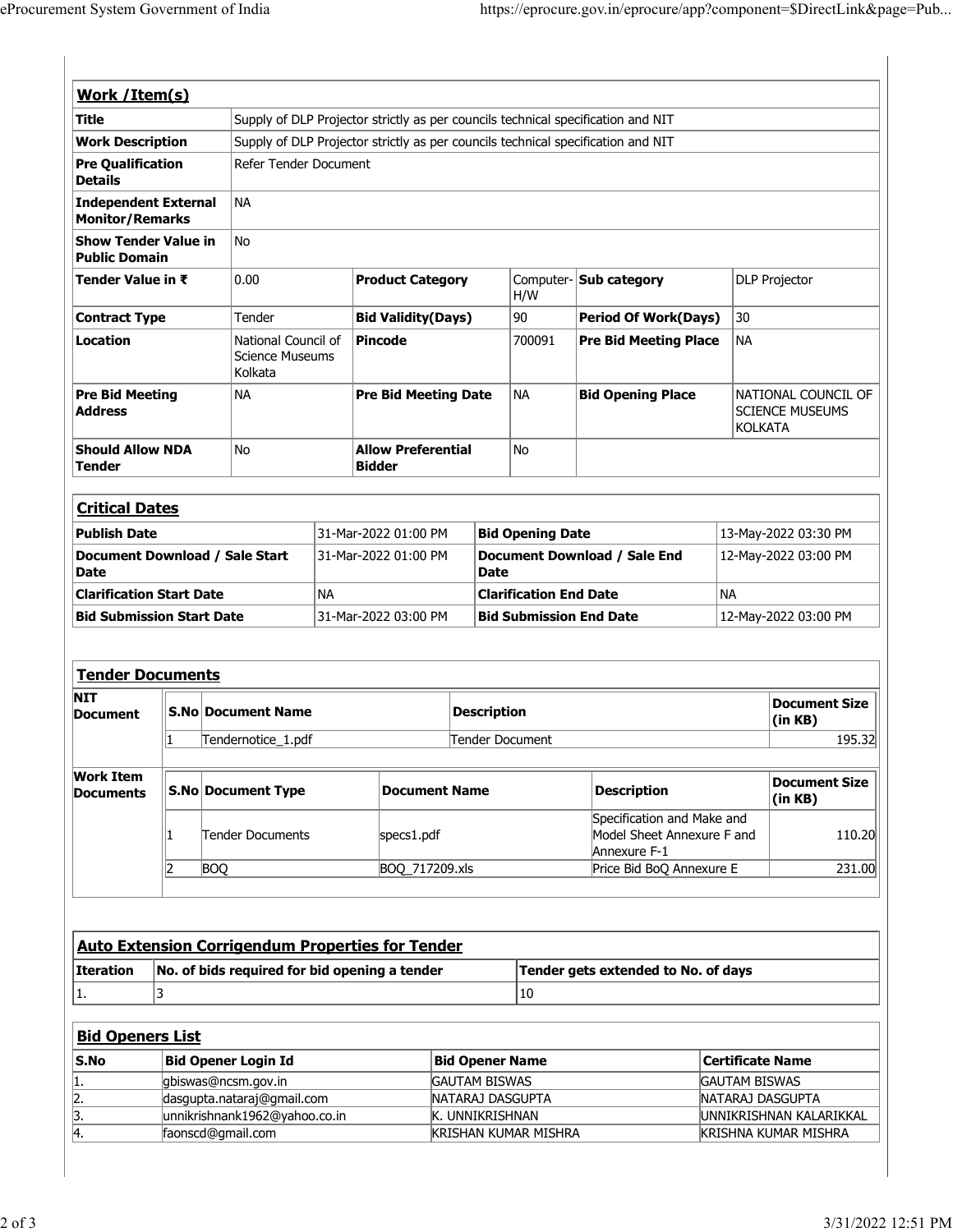## Work /Item(s)

| Title | Supply of DLP Projector strictly as per councils technical specification and NIT | | | | |
|---|---|---|---|---|---|
| **Work Description** | Supply of DLP Projector strictly as per councils technical specification and NIT | | | | |
| **Pre Qualification Details** | Refer Tender Document | | | | |
| **Independent External Monitor/Remarks** | NA | | | | |
| **Show Tender Value in Public Domain** | No | | | | |
| **Tender Value in ₹** | 0.00 | **Product Category** | Computer-H/W | **Sub category** | DLP Projector |
| **Contract Type** | Tender | **Bid Validity(Days)** | 90 | **Period Of Work(Days)** | 30 |
| **Location** | National Council of Science Museums Kolkata | **Pincode** | 700091 | **Pre Bid Meeting Place** | NA |
| **Pre Bid Meeting Address** | NA | **Pre Bid Meeting Date** | NA | **Bid Opening Place** | NATIONAL COUNCIL OF SCIENCE MUSEUMS KOLKATA |
| **Should Allow NDA Tender** | No | **Allow Preferential Bidder** | No | | |

## Critical Dates

| Publish Date | 31-Mar-2022 01:00 PM | Bid Opening Date | 13-May-2022 03:30 PM |
|---|---|---|---|
| **Document Download / Sale Start Date** | 31-Mar-2022 01:00 PM | **Document Download / Sale End Date** | 12-May-2022 03:00 PM |
| **Clarification Start Date** | NA | **Clarification End Date** | NA |
| **Bid Submission Start Date** | 31-Mar-2022 03:00 PM | **Bid Submission End Date** | 12-May-2022 03:00 PM |

## Tender Documents

**NIT Document**

| S.No | Document Name | Description | Document Size (in KB) |
|---|---|---|---|
| 1 | Tendernotice_1.pdf | Tender Document | 195.32 |

**Work Item Documents**

| S.No | Document Type | Document Name | Description | Document Size (in KB) |
|---|---|---|---|---|
| 1 | Tender Documents | specs1.pdf | Specification and Make and Model Sheet Annexure F and Annexure F-1 | 110.20 |
| 2 | BOQ | BOQ_717209.xls | Price Bid BoQ Annexure E | 231.00 |

## Auto Extension Corrigendum Properties for Tender

| Iteration | No. of bids required for bid opening a tender | Tender gets extended to No. of days |
|---|---|---|
| 1. | 3 | 10 |

## Bid Openers List

| S.No | Bid Opener Login Id | Bid Opener Name | Certificate Name |
|---|---|---|---|
| 1. | gbiswas@ncsm.gov.in | GAUTAM BISWAS | GAUTAM BISWAS |
| 2. | dasgupta.nataraj@gmail.com | NATARAJ DASGUPTA | NATARAJ DASGUPTA |
| 3. | unnikrishnank1962@yahoo.co.in | K. UNNIKRISHNAN | UNNIKRISHNAN KALARIKKAL |
| 4. | faonscd@gmail.com | KRISHAN KUMAR MISHRA | KRISHNA KUMAR MISHRA |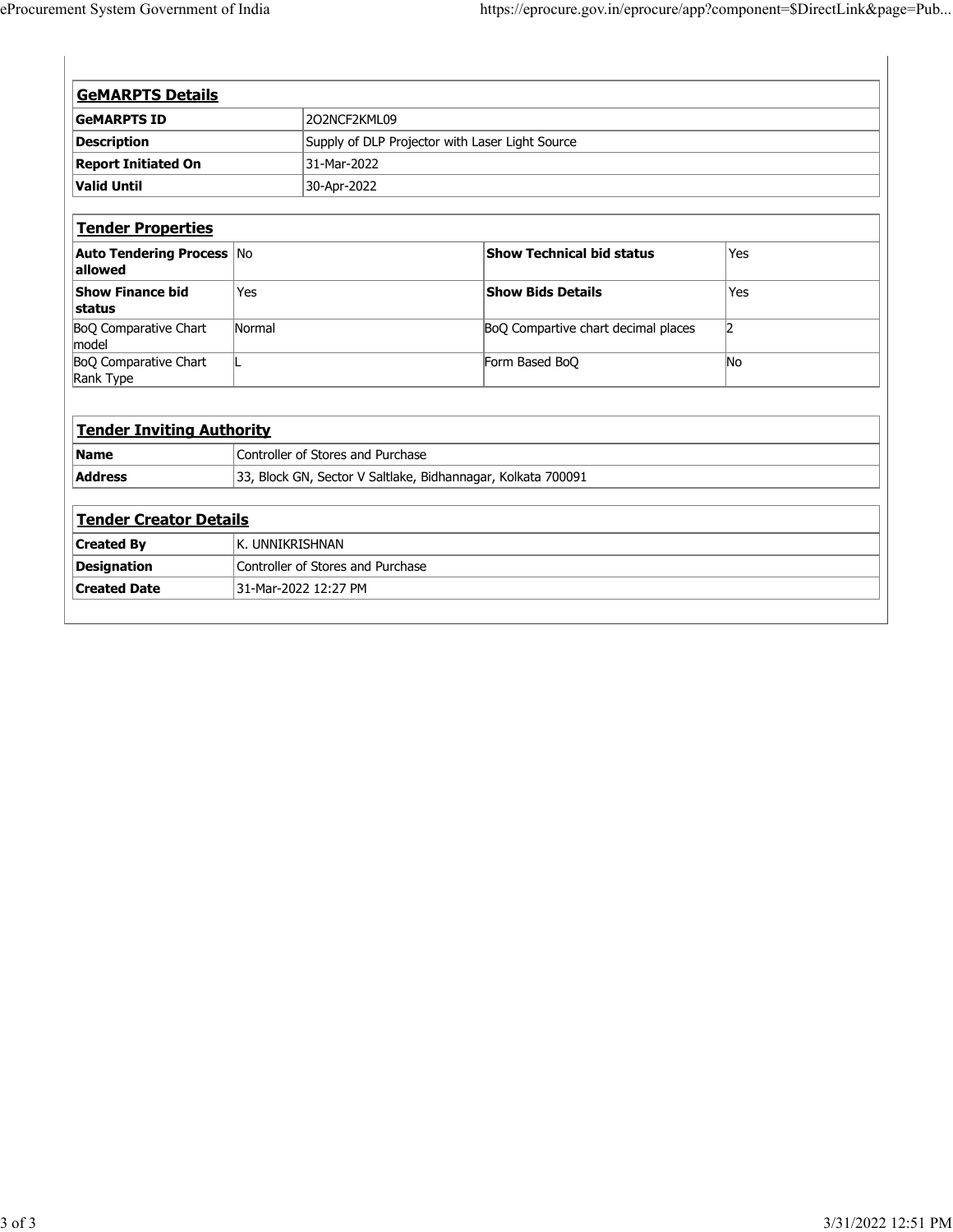| GeMARPTS Details | |
|---|---|
| **GeMARPTS ID** | 2O2NCF2KML09 |
| **Description** | Supply of DLP Projector with Laser Light Source |
| **Report Initiated On** | 31-Mar-2022 |
| **Valid Until** | 30-Apr-2022 |

| Tender Properties | | | |
|---|---|---|---|
| **Auto Tendering Process allowed** | No | **Show Technical bid status** | Yes |
| **Show Finance bid status** | Yes | **Show Bids Details** | Yes |
| BoQ Comparative Chart model | Normal | BoQ Compartive chart decimal places | 2 |
| BoQ Comparative Chart Rank Type | L | Form Based BoQ | No |

| Tender Inviting Authority | |
|---|---|
| **Name** | Controller of Stores and Purchase |
| **Address** | 33, Block GN, Sector V Saltlake, Bidhannagar, Kolkata 700091 |

| Tender Creator Details | |
|---|---|
| **Created By** | K. UNNIKRISHNAN |
| **Designation** | Controller of Stores and Purchase |
| **Created Date** | 31-Mar-2022 12:27 PM |